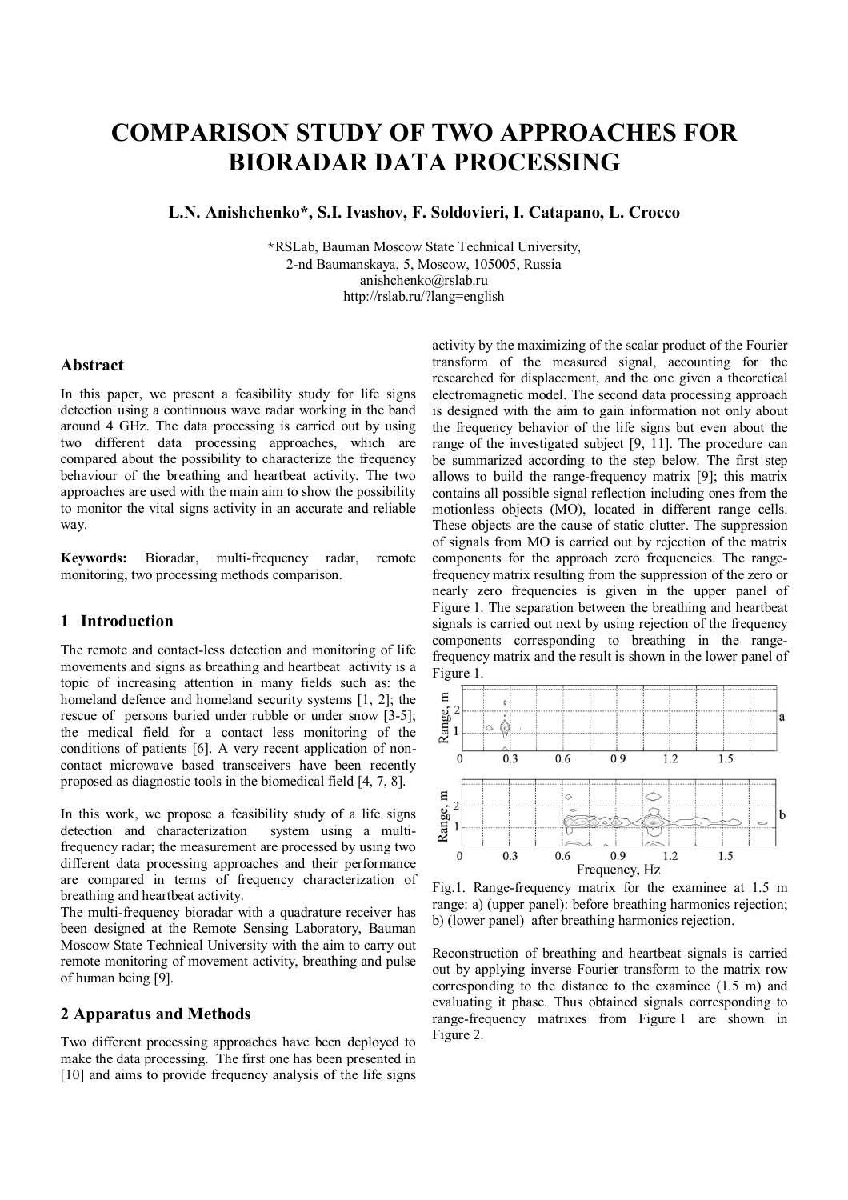# COMPARISON STUDY OF TWO APPROACHES FOR BIORADAR DATA PROCESSING

**L.N. Anishchenko*, S.I. Ivashov, F. Soldovieri, I. Catapano, L. Crocco**

*RSLab, Bauman Moscow State Technical University,
2-nd Baumanskaya, 5, Moscow, 105005, Russia
anishchenko@rslab.ru
http://rslab.ru/?lang=english

## Abstract

In this paper, we present a feasibility study for life signs detection using a continuous wave radar working in the band around 4 GHz. The data processing is carried out by using two different data processing approaches, which are compared about the possibility to characterize the frequency behaviour of the breathing and heartbeat activity. The two approaches are used with the main aim to show the possibility to monitor the vital signs activity in an accurate and reliable way.

**Keywords:** Bioradar, multi-frequency radar, remote monitoring, two processing methods comparison.

## 1 Introduction

The remote and contact-less detection and monitoring of life movements and signs as breathing and heartbeat activity is a topic of increasing attention in many fields such as: the homeland defence and homeland security systems [1, 2]; the rescue of persons buried under rubble or under snow [3-5]; the medical field for a contact less monitoring of the conditions of patients [6]. A very recent application of non-contact microwave based transceivers have been recently proposed as diagnostic tools in the biomedical field [4, 7, 8].

In this work, we propose a feasibility study of a life signs detection and characterization system using a multi-frequency radar; the measurement are processed by using two different data processing approaches and their performance are compared in terms of frequency characterization of breathing and heartbeat activity.

The multi-frequency bioradar with a quadrature receiver has been designed at the Remote Sensing Laboratory, Bauman Moscow State Technical University with the aim to carry out remote monitoring of movement activity, breathing and pulse of human being [9].

## 2 Apparatus and Methods

Two different processing approaches have been deployed to make the data processing. The first one has been presented in [10] and aims to provide frequency analysis of the life signs activity by the maximizing of the scalar product of the Fourier transform of the measured signal, accounting for the researched for displacement, and the one given a theoretical electromagnetic model. The second data processing approach is designed with the aim to gain information not only about the frequency behavior of the life signs but even about the range of the investigated subject [9, 11]. The procedure can be summarized according to the step below. The first step allows to build the range-frequency matrix [9]; this matrix contains all possible signal reflection including ones from the motionless objects (MO), located in different range cells. These objects are the cause of static clutter. The suppression of signals from MO is carried out by rejection of the matrix components for the approach zero frequencies. The range-frequency matrix resulting from the suppression of the zero or nearly zero frequencies is given in the upper panel of Figure 1. The separation between the breathing and heartbeat signals is carried out next by using rejection of the frequency components corresponding to breathing in the range-frequency matrix and the result is shown in the lower panel of Figure 1.

Fig.1. Range-frequency matrix for the examinee at 1.5 m range: a) (upper panel): before breathing harmonics rejection; b) (lower panel) after breathing harmonics rejection.

Reconstruction of breathing and heartbeat signals is carried out by applying inverse Fourier transform to the matrix row corresponding to the distance to the examinee (1.5 m) and evaluating it phase. Thus obtained signals corresponding to range-frequency matrixes from Figure 1 are shown in Figure 2.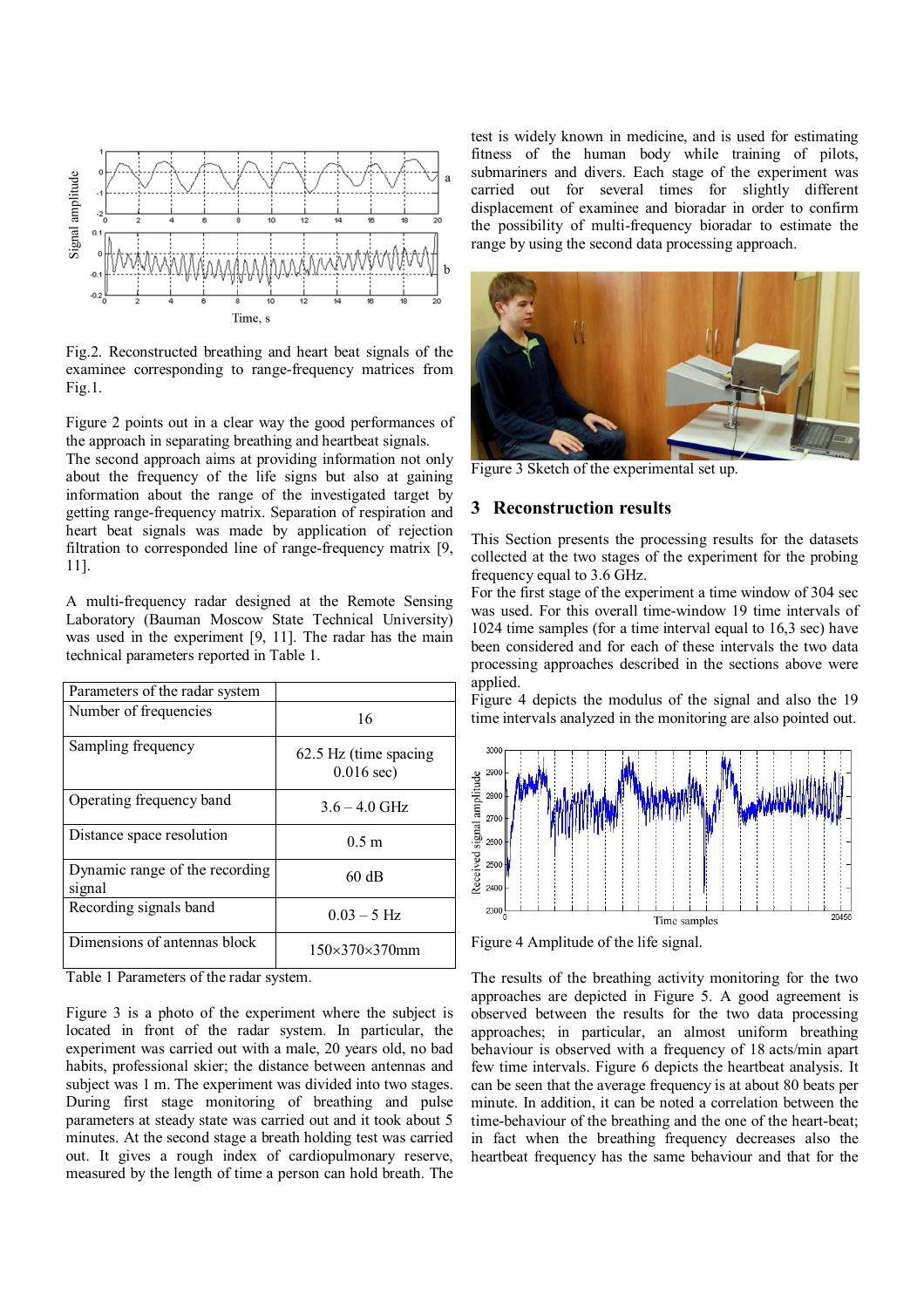Fig.2. Reconstructed breathing and heart beat signals of the examinee corresponding to range-frequency matrices from Fig.1.

Figure 2 points out in a clear way the good performances of the approach in separating breathing and heartbeat signals.

The second approach aims at providing information not only about the frequency of the life signs but also at gaining information about the range of the investigated target by getting range-frequency matrix. Separation of respiration and heart beat signals was made by application of rejection filtration to corresponded line of range-frequency matrix [9, 11].

A multi-frequency radar designed at the Remote Sensing Laboratory (Bauman Moscow State Technical University) was used in the experiment [9, 11]. The radar has the main technical parameters reported in Table 1.

| Parameters of the radar system | |
|---|---|
| Number of frequencies | 16 |
| Sampling frequency | 62.5 Hz (time spacing 0.016 sec) |
| Operating frequency band | 3.6 – 4.0 GHz |
| Distance space resolution | 0.5 m |
| Dynamic range of the recording signal | 60 dB |
| Recording signals band | 0.03 – 5 Hz |
| Dimensions of antennas block | 150×370×370mm |

Table 1 Parameters of the radar system.

Figure 3 is a photo of the experiment where the subject is located in front of the radar system. In particular, the experiment was carried out with a male, 20 years old, no bad habits, professional skier; the distance between antennas and subject was 1 m. The experiment was divided into two stages. During first stage monitoring of breathing and pulse parameters at steady state was carried out and it took about 5 minutes. At the second stage a breath holding test was carried out. It gives a rough index of cardiopulmonary reserve, measured by the length of time a person can hold breath. The test is widely known in medicine, and is used for estimating fitness of the human body while training of pilots, submariners and divers. Each stage of the experiment was carried out for several times for slightly different displacement of examinee and bioradar in order to confirm the possibility of multi-frequency bioradar to estimate the range by using the second data processing approach.

Figure 3 Sketch of the experimental set up.

## 3 Reconstruction results

This Section presents the processing results for the datasets collected at the two stages of the experiment for the probing frequency equal to 3.6 GHz.

For the first stage of the experiment a time window of 304 sec was used. For this overall time-window 19 time intervals of 1024 time samples (for a time interval equal to 16,3 sec) have been considered and for each of these intervals the two data processing approaches described in the sections above were applied.

Figure 4 depicts the modulus of the signal and also the 19 time intervals analyzed in the monitoring are also pointed out.

Figure 4 Amplitude of the life signal.

The results of the breathing activity monitoring for the two approaches are depicted in Figure 5. A good agreement is observed between the results for the two data processing approaches; in particular, an almost uniform breathing behaviour is observed with a frequency of 18 acts/min apart few time intervals. Figure 6 depicts the heartbeat analysis. It can be seen that the average frequency is at about 80 beats per minute. In addition, it can be noted a correlation between the time-behaviour of the breathing and the one of the heart-beat; in fact when the breathing frequency decreases also the heartbeat frequency has the same behaviour and that for the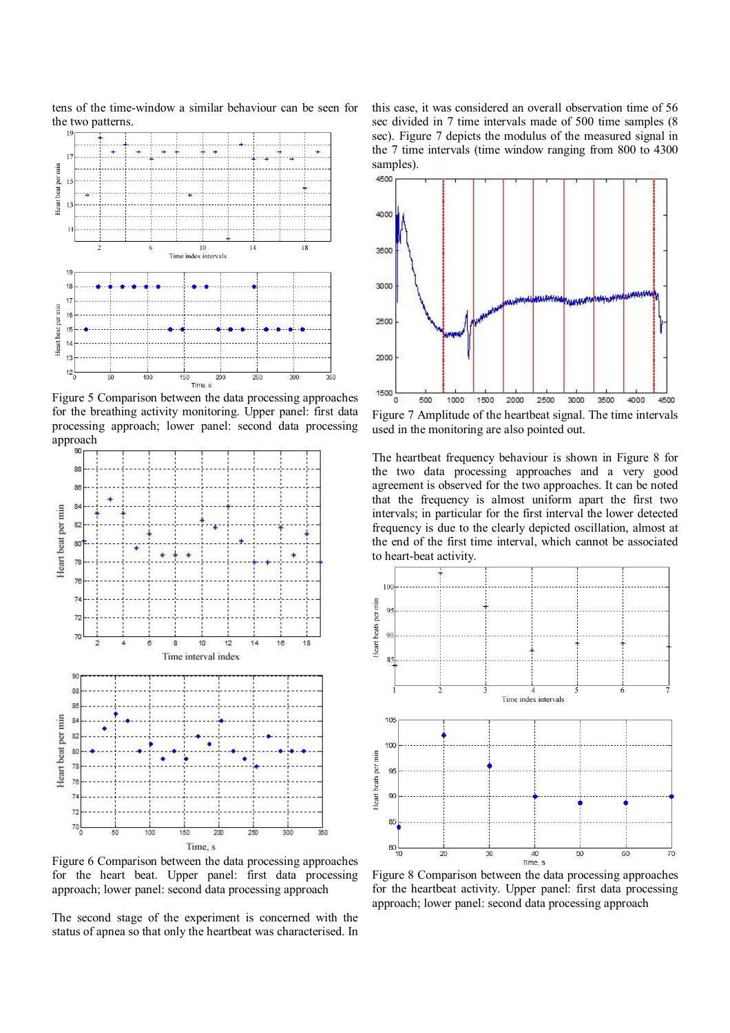tens of the time-window a similar behaviour can be seen for the two patterns.

Figure 5 Comparison between the data processing approaches for the breathing activity monitoring. Upper panel: first data processing approach; lower panel: second data processing approach

Figure 6 Comparison between the data processing approaches for the heart beat. Upper panel: first data processing approach; lower panel: second data processing approach

The second stage of the experiment is concerned with the status of apnea so that only the heartbeat was characterised. In this case, it was considered an overall observation time of 56 sec divided in 7 time intervals made of 500 time samples (8 sec). Figure 7 depicts the modulus of the measured signal in the 7 time intervals (time window ranging from 800 to 4300 samples).

Figure 7 Amplitude of the heartbeat signal. The time intervals used in the monitoring are also pointed out.

The heartbeat frequency behaviour is shown in Figure 8 for the two data processing approaches and a very good agreement is observed for the two approaches. It can be noted that the frequency is almost uniform apart the first two intervals; in particular for the first interval the lower detected frequency is due to the clearly depicted oscillation, almost at the end of the first time interval, which cannot be associated to heart-beat activity.

Figure 8 Comparison between the data processing approaches for the heartbeat activity. Upper panel: first data processing approach; lower panel: second data processing approach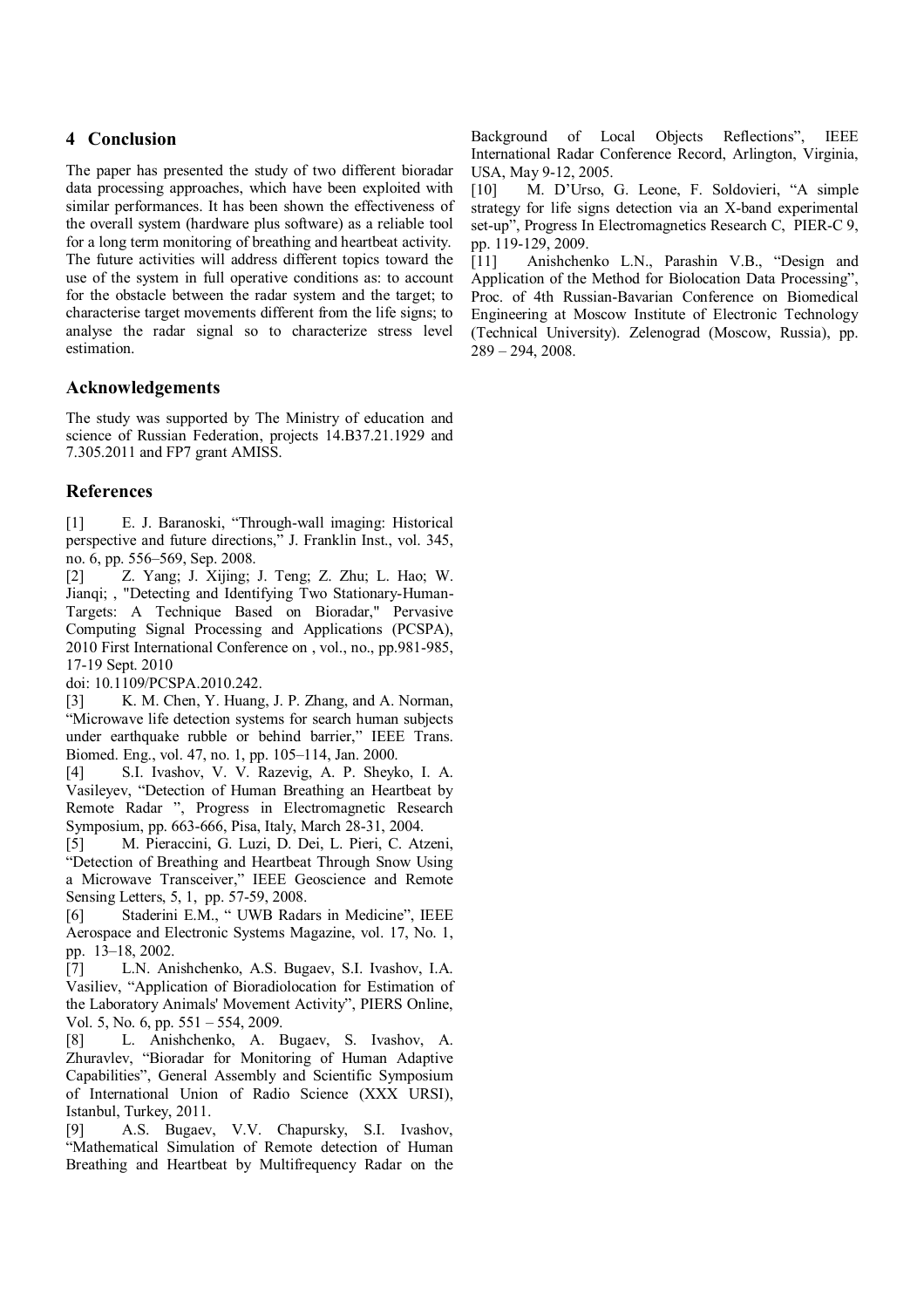## 4 Conclusion

The paper has presented the study of two different bioradar data processing approaches, which have been exploited with similar performances. It has been shown the effectiveness of the overall system (hardware plus software) as a reliable tool for a long term monitoring of breathing and heartbeat activity. The future activities will address different topics toward the use of the system in full operative conditions as: to account for the obstacle between the radar system and the target; to characterise target movements different from the life signs; to analyse the radar signal so to characterize stress level estimation.

## Acknowledgements

The study was supported by The Ministry of education and science of Russian Federation, projects 14.B37.21.1929 and 7.305.2011 and FP7 grant AMISS.

## References

[1] E. J. Baranoski, "Through-wall imaging: Historical perspective and future directions," J. Franklin Inst., vol. 345, no. 6, pp. 556–569, Sep. 2008.

[2] Z. Yang; J. Xijing; J. Teng; Z. Zhu; L. Hao; W. Jianqi; , "Detecting and Identifying Two Stationary-Human-Targets: A Technique Based on Bioradar," Pervasive Computing Signal Processing and Applications (PCSPA), 2010 First International Conference on , vol., no., pp.981-985, 17-19 Sept. 2010
doi: 10.1109/PCSPA.2010.242.

[3] K. M. Chen, Y. Huang, J. P. Zhang, and A. Norman, "Microwave life detection systems for search human subjects under earthquake rubble or behind barrier," IEEE Trans. Biomed. Eng., vol. 47, no. 1, pp. 105–114, Jan. 2000.

[4] S.I. Ivashov, V. V. Razevig, A. P. Sheyko, I. A. Vasileyev, "Detection of Human Breathing an Heartbeat by Remote Radar ", Progress in Electromagnetic Research Symposium, pp. 663-666, Pisa, Italy, March 28-31, 2004.

[5] M. Pieraccini, G. Luzi, D. Dei, L. Pieri, C. Atzeni, "Detection of Breathing and Heartbeat Through Snow Using a Microwave Transceiver," IEEE Geoscience and Remote Sensing Letters, 5, 1, pp. 57-59, 2008.

[6] Staderini E.M., " UWB Radars in Medicine", IEEE Aerospace and Electronic Systems Magazine, vol. 17, No. 1, pp. 13–18, 2002.

[7] L.N. Anishchenko, A.S. Bugaev, S.I. Ivashov, I.A. Vasiliev, "Application of Bioradiolocation for Estimation of the Laboratory Animals' Movement Activity", PIERS Online, Vol. 5, No. 6, pp. 551 – 554, 2009.

[8] L. Anishchenko, A. Bugaev, S. Ivashov, A. Zhuravlev, "Bioradar for Monitoring of Human Adaptive Capabilities", General Assembly and Scientific Symposium of International Union of Radio Science (XXX URSI), Istanbul, Turkey, 2011.

[9] A.S. Bugaev, V.V. Chapursky, S.I. Ivashov, "Mathematical Simulation of Remote detection of Human Breathing and Heartbeat by Multifrequency Radar on the Background of Local Objects Reflections", IEEE International Radar Conference Record, Arlington, Virginia, USA, May 9-12, 2005.

[10] M. D'Urso, G. Leone, F. Soldovieri, "A simple strategy for life signs detection via an X-band experimental set-up", Progress In Electromagnetics Research C, PIER-C 9, pp. 119-129, 2009.

[11] Anishchenko L.N., Parashin V.B., "Design and Application of the Method for Biolocation Data Processing", Proc. of 4th Russian-Bavarian Conference on Biomedical Engineering at Moscow Institute of Electronic Technology (Technical University). Zelenograd (Moscow, Russia), pp. 289 – 294, 2008.